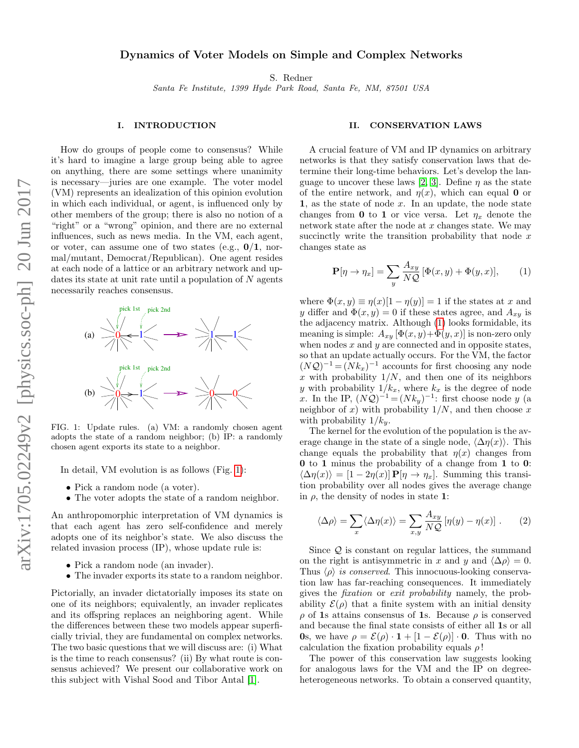# Dynamics of Voter Models on Simple and Complex Networks

S. Redner

*Santa Fe Institute, 1399 Hyde Park Road, Santa Fe, NM, 87501 USA*

## I. INTRODUCTION

How do groups of people come to consensus? While it's hard to imagine a large group being able to agree on anything, there are some settings where unanimity is necessary—juries are one example. The voter model (VM) represents an idealization of this opinion evolution in which each individual, or agent, is influenced only by other members of the group; there is also no notion of a "right" or a "wrong" opinion, and there are no external influences, such as news media. In the VM, each agent, or voter, can assume one of two states (e.g., **0**/**1**, normal/mutant, Democrat/Republican). One agent resides at each node of a lattice or an arbitrary network and updates its state at unit rate until a population of $N$ agents necessarily reaches consensus.

(a) pick 1st, pick 2nd

(b) pick 1st, pick 2nd

FIG. 1: Update rules. (a) VM: a randomly chosen agent adopts the state of a random neighbor; (b) IP: a randomly chosen agent exports its state to a neighbor.

In detail, VM evolution is as follows (Fig. 1):

- Pick a random node (a voter).
- The voter adopts the state of a random neighbor.

An anthropomorphic interpretation of VM dynamics is that each agent has zero self-confidence and merely adopts one of its neighbor's state. We also discuss the related invasion process (IP), whose update rule is:

- Pick a random node (an invader).
- The invader exports its state to a random neighbor.

Pictorially, an invader dictatorially imposes its state on one of its neighbors; equivalently, an invader replicates and its offspring replaces an neighboring agent. While the differences between these two models appear superficially trivial, they are fundamental on complex networks. The two basic questions that we will discuss are: (i) What is the time to reach consensus? (ii) By what route is consensus achieved? We present our collaborative work on this subject with Vishal Sood and Tibor Antal [1].

## II. CONSERVATION LAWS

A crucial feature of VM and IP dynamics on arbitrary networks is that they satisfy conservation laws that determine their long-time behaviors. Let's develop the language to uncover these laws [2, 3]. Define $\eta$ as the state of the entire network, and $\eta(x)$, which can equal **0** or **1**, as the state of node $x$. In an update, the node state changes from **0** to **1** or vice versa. Let $\eta_x$ denote the network state after the node at $x$ changes state. We may succinctly write the transition probability that node $x$ changes state as

$$\mathbf{P}[\eta \to \eta_x] = \sum_y \frac{A_{xy}}{N\mathcal{Q}}\,[\Phi(x,y)+\Phi(y,x)], \qquad (1)$$

where $\Phi(x,y) \equiv \eta(x)[1-\eta(y)] = 1$ if the states at $x$ and $y$ differ and $\Phi(x,y)=0$ if these states agree, and $A_{xy}$ is the adjacency matrix. Although (1) looks formidable, its meaning is simple: $A_{xy}\,[\Phi(x,y)+\Phi(y,x)]$ is non-zero only when nodes $x$ and $y$ are connected and in opposite states, so that an update actually occurs. For the VM, the factor $(N\mathcal{Q})^{-1} = (Nk_x)^{-1}$ accounts for first choosing any node $x$ with probability $1/N$, and then one of its neighbors $y$ with probability $1/k_x$, where $k_x$ is the degree of node $x$. In the IP, $(N\mathcal{Q})^{-1} = (Nk_y)^{-1}$: first choose node $y$ (a neighbor of $x$) with probability $1/N$, and then choose $x$ with probability $1/k_y$.

The kernel for the evolution of the population is the average change in the state of a single node, $\langle\Delta\eta(x)\rangle$. This change equals the probability that $\eta(x)$ changes from **0** to **1** minus the probability of a change from **1** to **0**: $\langle\Delta\eta(x)\rangle = [1-2\eta(x)]\,\mathbf{P}[\eta\to\eta_x]$. Summing this transition probability over all nodes gives the average change in $\rho$, the density of nodes in state **1**:

$$\langle\Delta\rho\rangle = \sum_x \langle\Delta\eta(x)\rangle = \sum_{x,y} \frac{A_{xy}}{N\mathcal{Q}}\,[\eta(y)-\eta(x)]\,. \qquad (2)$$

Since $\mathcal{Q}$ is constant on regular lattices, the summand on the right is antisymmetric in $x$ and $y$ and $\langle\Delta\rho\rangle = 0$. Thus $\langle\rho\rangle$ *is conserved*. This innocuous-looking conservation law has far-reaching consequences. It immediately gives the *fixation* or *exit probability* namely, the probability $\mathcal{E}(\rho)$ that a finite system with an initial density $\rho$ of **1**s attains consensus of **1**s. Because $\rho$ is conserved and because the final state consists of either all **1**s or all **0**s, we have $\rho = \mathcal{E}(\rho)\cdot\mathbf{1} + [1-\mathcal{E}(\rho)]\cdot\mathbf{0}$. Thus with no calculation the fixation probability equals $\rho$!

The power of this conservation law suggests looking for analogous laws for the VM and the IP on degree-heterogeneous networks. To obtain a conserved quantity,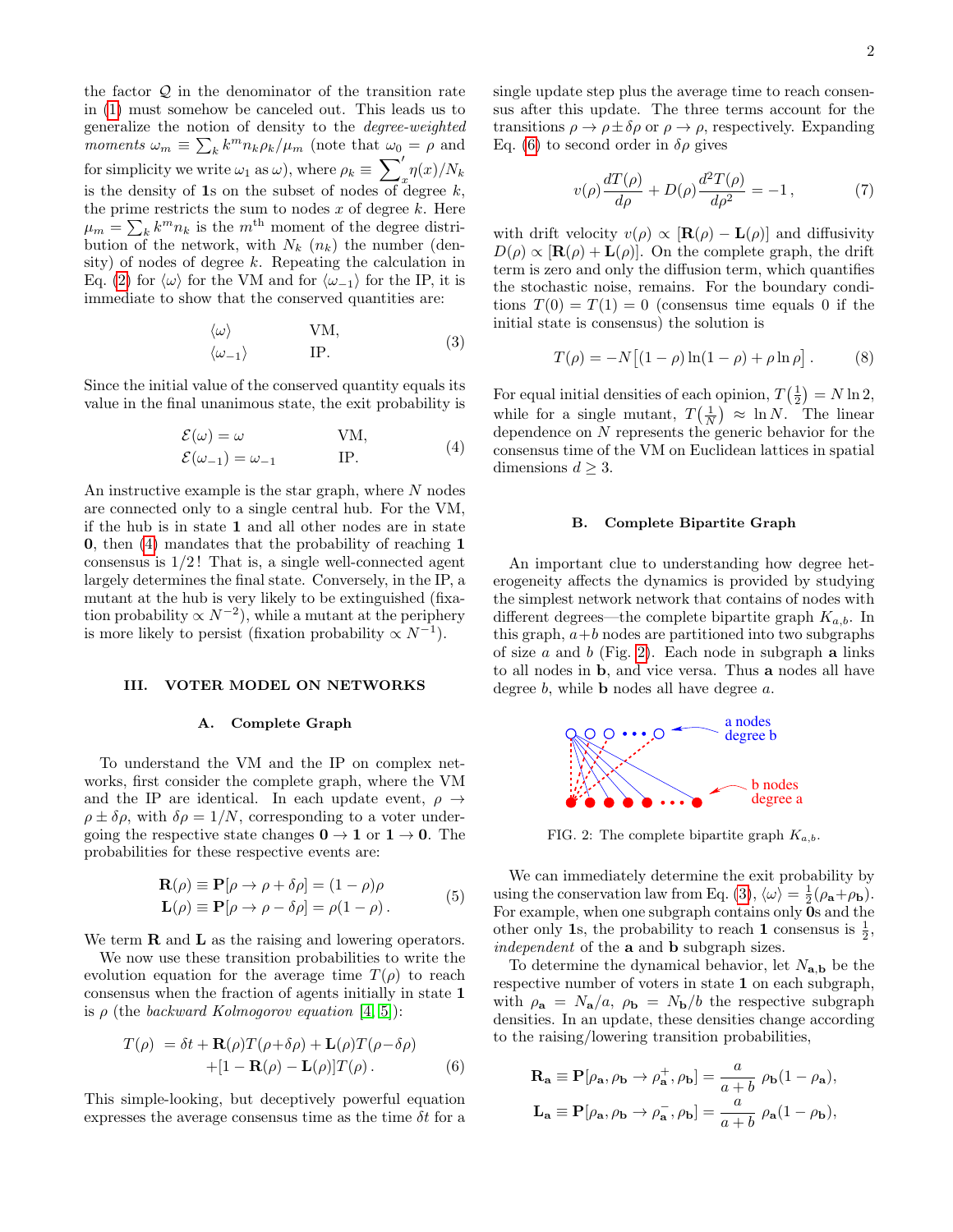the factor $\mathcal{Q}$ in the denominator of the transition rate in (1) must somehow be canceled out. This leads us to generalize the notion of density to the *degree-weighted moments* $\omega_m \equiv \sum_k k^m n_k \rho_k/\mu_m$ (note that $\omega_0 = \rho$ and for simplicity we write $\omega_1$ as $\omega$), where $\rho_k \equiv \sum_x' \eta(x)/N_k$ is the density of **1**s on the subset of nodes of degree $k$, the prime restricts the sum to nodes $x$ of degree $k$. Here $\mu_m = \sum_k k^m n_k$ is the $m^{\rm th}$ moment of the degree distribution of the network, with $N_k$ ($n_k$) the number (density) of nodes of degree $k$. Repeating the calculation in Eq. (2) for $\langle\omega\rangle$ for the VM and for $\langle\omega_{-1}\rangle$ for the IP, it is immediate to show that the conserved quantities are:

$$
\begin{aligned}
&\langle\omega\rangle && \text{VM},\\
&\langle\omega_{-1}\rangle && \text{IP}.
\end{aligned}
\tag{3}
$$

Since the initial value of the conserved quantity equals its value in the final unanimous state, the exit probability is

$$
\begin{aligned}
&\mathcal{E}(\omega) = \omega && \text{VM},\\
&\mathcal{E}(\omega_{-1}) = \omega_{-1} && \text{IP}.
\end{aligned}
\tag{4}
$$

An instructive example is the star graph, where $N$ nodes are connected only to a single central hub. For the VM, if the hub is in state **1** and all other nodes are in state **0**, then (4) mandates that the probability of reaching **1** consensus is 1/2! That is, a single well-connected agent largely determines the final state. Conversely, in the IP, a mutant at the hub is very likely to be extinguished (fixation probability $\propto N^{-2}$), while a mutant at the periphery is more likely to persist (fixation probability $\propto N^{-1}$).

## III. VOTER MODEL ON NETWORKS

### A. Complete Graph

To understand the VM and the IP on complex networks, first consider the complete graph, where the VM and the IP are identical. In each update event, $\rho \to \rho \pm \delta\rho$, with $\delta\rho = 1/N$, corresponding to a voter undergoing the respective state changes $\mathbf{0} \to \mathbf{1}$ or $\mathbf{1} \to \mathbf{0}$. The probabilities for these respective events are:

$$
\begin{aligned}
\mathbf{R}(\rho) &\equiv \mathbf{P}[\rho \to \rho + \delta\rho] = (1-\rho)\rho\\
\mathbf{L}(\rho) &\equiv \mathbf{P}[\rho \to \rho - \delta\rho] = \rho(1-\rho)\,.
\end{aligned}
\tag{5}
$$

We term $\mathbf{R}$ and $\mathbf{L}$ as the raising and lowering operators.

We now use these transition probabilities to write the evolution equation for the average time $T(\rho)$ to reach consensus when the fraction of agents initially in state **1** is $\rho$ (the *backward Kolmogorov equation* [4, 5]):

$$
\begin{aligned}
T(\rho) &= \delta t + \mathbf{R}(\rho)T(\rho+\delta\rho) + \mathbf{L}(\rho)T(\rho-\delta\rho)\\
&\quad + [1 - \mathbf{R}(\rho) - \mathbf{L}(\rho)]T(\rho)\,.
\end{aligned}
\tag{6}
$$

This simple-looking, but deceptively powerful equation expresses the average consensus time as the time $\delta t$ for a single update step plus the average time to reach consensus after this update. The three terms account for the transitions $\rho \to \rho \pm \delta\rho$ or $\rho \to \rho$, respectively. Expanding Eq. (6) to second order in $\delta\rho$ gives

$$
v(\rho)\frac{dT(\rho)}{d\rho} + D(\rho)\frac{d^2T(\rho)}{d\rho^2} = -1\,,
\tag{7}
$$

with drift velocity $v(\rho) \propto [\mathbf{R}(\rho) - \mathbf{L}(\rho)]$ and diffusivity $D(\rho) \propto [\mathbf{R}(\rho) + \mathbf{L}(\rho)]$. On the complete graph, the drift term is zero and only the diffusion term, which quantifies the stochastic noise, remains. For the boundary conditions $T(0) = T(1) = 0$ (consensus time equals 0 if the initial state is consensus) the solution is

$$
T(\rho) = -N\big[(1-\rho)\ln(1-\rho) + \rho\ln\rho\big]\,.
\tag{8}
$$

For equal initial densities of each opinion, $T\big(\frac{1}{2}\big) = N\ln 2$, while for a single mutant, $T\big(\frac{1}{N}\big) \approx \ln N$. The linear dependence on $N$ represents the generic behavior for the consensus time of the VM on Euclidean lattices in spatial dimensions $d \geq 3$.

### B. Complete Bipartite Graph

An important clue to understanding how degree heterogeneity affects the dynamics is provided by studying the simplest network network that contains of nodes with different degrees—the complete bipartite graph $K_{a,b}$. In this graph, $a+b$ nodes are partitioned into two subgraphs of size $a$ and $b$ (Fig. 2). Each node in subgraph **a** links to all nodes in **b**, and vice versa. Thus **a** nodes all have degree $b$, while **b** nodes all have degree $a$.

a nodes
degree b

b nodes
degree a

FIG. 2: The complete bipartite graph $K_{a,b}$.

We can immediately determine the exit probability by using the conservation law from Eq. (3), $\langle\omega\rangle = \frac{1}{2}(\rho_{\mathbf{a}}+\rho_{\mathbf{b}})$. For example, when one subgraph contains only **0**s and the other only **1**s, the probability to reach **1** consensus is $\frac{1}{2}$, *independent* of the **a** and **b** subgraph sizes.

To determine the dynamical behavior, let $N_{\mathbf{a},\mathbf{b}}$ be the respective number of voters in state **1** on each subgraph, with $\rho_{\mathbf{a}} = N_{\mathbf{a}}/a$, $\rho_{\mathbf{b}} = N_{\mathbf{b}}/b$ the respective subgraph densities. In an update, these densities change according to the raising/lowering transition probabilities,

$$
\begin{aligned}
\mathbf{R}_{\mathbf{a}} &\equiv \mathbf{P}[\rho_{\mathbf{a}}, \rho_{\mathbf{b}} \to \rho_{\mathbf{a}}^+, \rho_{\mathbf{b}}] = \frac{a}{a+b}\;\rho_{\mathbf{b}}(1-\rho_{\mathbf{a}}),\\
\mathbf{L}_{\mathbf{a}} &\equiv \mathbf{P}[\rho_{\mathbf{a}}, \rho_{\mathbf{b}} \to \rho_{\mathbf{a}}^-, \rho_{\mathbf{b}}] = \frac{a}{a+b}\;\rho_{\mathbf{a}}(1-\rho_{\mathbf{b}}),
\end{aligned}
$$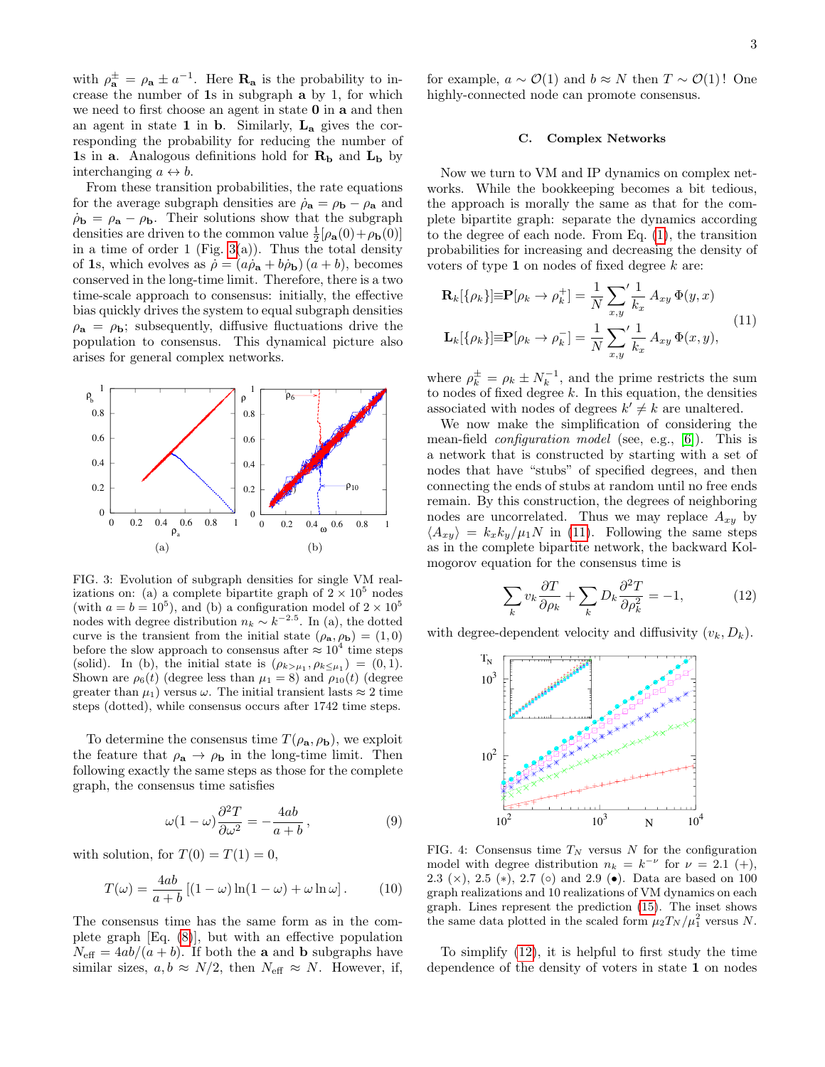with $\rho_{\mathbf{a}}^{\pm} = \rho_{\mathbf{a}} \pm a^{-1}$. Here $\mathbf{R_a}$ is the probability to increase the number of **1**s in subgraph **a** by 1, for which we need to first choose an agent in state **0** in **a** and then an agent in state **1** in **b**. Similarly, $\mathbf{L_a}$ gives the corresponding the probability for reducing the number of **1**s in **a**. Analogous definitions hold for $\mathbf{R_b}$ and $\mathbf{L_b}$ by interchanging $a \leftrightarrow b$.

From these transition probabilities, the rate equations for the average subgraph densities are $\dot{\rho}_{\mathbf{a}} = \rho_{\mathbf{b}} - \rho_{\mathbf{a}}$ and $\dot{\rho}_{\mathbf{b}} = \rho_{\mathbf{a}} - \rho_{\mathbf{b}}$. Their solutions show that the subgraph densities are driven to the common value $\frac{1}{2}[\rho_{\mathbf{a}}(0)+\rho_{\mathbf{b}}(0)]$ in a time of order 1 (Fig. 3(a)). Thus the total density of **1**s, which evolves as $\dot{\rho} = (a\dot{\rho}_{\mathbf{a}} + b\dot{\rho}_{\mathbf{b}})\,(a+b)$, becomes conserved in the long-time limit. Therefore, there is a two time-scale approach to consensus: initially, the effective bias quickly drives the system to equal subgraph densities $\rho_{\mathbf{a}} = \rho_{\mathbf{b}}$; subsequently, diffusive fluctuations drive the population to consensus. This dynamical picture also arises for general complex networks.

ρb
1
0.8
0.6
0.4
0.2
0
0 0.2 0.4 0.6 0.8 1
ρa
(a)

ρ
1
0.8
0.6
0.4
0.2
0
0 0.2 0.4 ω 0.6 0.8 1
ρ6
ρ10
(b)

FIG. 3: Evolution of subgraph densities for single VM realizations on: (a) a complete bipartite graph of $2\times10^5$ nodes (with $a = b = 10^5$), and (b) a configuration model of $2\times10^5$ nodes with degree distribution $n_k \sim k^{-2.5}$. In (a), the dotted curve is the transient from the initial state $(\rho_{\mathbf{a}}, \rho_{\mathbf{b}}) = (1, 0)$ before the slow approach to consensus after $\approx 10^4$ time steps (solid). In (b), the initial state is $(\rho_{k>\mu_1}, \rho_{k\leq\mu_1}) = (0, 1)$. Shown are $\rho_6(t)$ (degree less than $\mu_1 = 8$) and $\rho_{10}(t)$ (degree greater than $\mu_1$) versus $\omega$. The initial transient lasts $\approx 2$ time steps (dotted), while consensus occurs after 1742 time steps.

To determine the consensus time $T(\rho_{\mathbf{a}}, \rho_{\mathbf{b}})$, we exploit the feature that $\rho_{\mathbf{a}} \to \rho_{\mathbf{b}}$ in the long-time limit. Then following exactly the same steps as those for the complete graph, the consensus time satisfies

$$\omega(1-\omega)\frac{\partial^2 T}{\partial \omega^2} = -\frac{4ab}{a+b}\,, \qquad (9)$$

with solution, for $T(0) = T(1) = 0$,

$$T(\omega) = \frac{4ab}{a+b}\left[(1-\omega)\ln(1-\omega) + \omega\ln\omega\right]. \qquad (10)$$

The consensus time has the same form as in the complete graph [Eq. (8)], but with an effective population $N_{\rm eff} = 4ab/(a+b)$. If both the **a** and **b** subgraphs have similar sizes, $a, b \approx N/2$, then $N_{\rm eff} \approx N$. However, if, for example, $a \sim \mathcal{O}(1)$ and $b \approx N$ then $T \sim \mathcal{O}(1)$! One highly-connected node can promote consensus.

### C. Complex Networks

Now we turn to VM and IP dynamics on complex networks. While the bookkeeping becomes a bit tedious, the approach is morally the same as that for the complete bipartite graph: separate the dynamics according to the degree of each node. From Eq. (1), the transition probabilities for increasing and decreasing the density of voters of type **1** on nodes of fixed degree $k$ are:

$$\begin{aligned}
\mathbf{R}_k[\{\rho_k\}] &\equiv \mathbf{P}[\rho_k \to \rho_k^+] = \frac{1}{N}\sum_{x,y}{}' \frac{1}{k_x}\, A_{xy}\,\Phi(y,x) \\
\mathbf{L}_k[\{\rho_k\}] &\equiv \mathbf{P}[\rho_k \to \rho_k^-] = \frac{1}{N}\sum_{x,y}{}' \frac{1}{k_x}\, A_{xy}\,\Phi(x,y),
\end{aligned} \qquad (11)$$

where $\rho_k^{\pm} = \rho_k \pm N_k^{-1}$, and the prime restricts the sum to nodes of fixed degree $k$. In this equation, the densities associated with nodes of degrees $k' \neq k$ are unaltered.

We now make the simplification of considering the mean-field *configuration model* (see, e.g., [6]). This is a network that is constructed by starting with a set of nodes that have "stubs" of specified degrees, and then connecting the ends of stubs at random until no free ends remain. By this construction, the degrees of neighboring nodes are uncorrelated. Thus we may replace $A_{xy}$ by $\langle A_{xy}\rangle = k_x k_y/\mu_1 N$ in (11). Following the same steps as in the complete bipartite network, the backward Kolmogorov equation for the consensus time is

$$\sum_k v_k \frac{\partial T}{\partial \rho_k} + \sum_k D_k \frac{\partial^2 T}{\partial \rho_k^2} = -1, \qquad (12)$$

with degree-dependent velocity and diffusivity $(v_k, D_k)$.

T_N
10^3
10^2
10^2 10^3 N 10^4

FIG. 4: Consensus time $T_N$ versus $N$ for the configuration model with degree distribution $n_k = k^{-\nu}$ for $\nu = 2.1$ (+), 2.3 (×), 2.5 (∗), 2.7 (∘) and 2.9 (•). Data are based on 100 graph realizations and 10 realizations of VM dynamics on each graph. Lines represent the prediction (15). The inset shows the same data plotted in the scaled form $\mu_2 T_N/\mu_1^2$ versus $N$.

To simplify (12), it is helpful to first study the time dependence of the density of voters in state **1** on nodes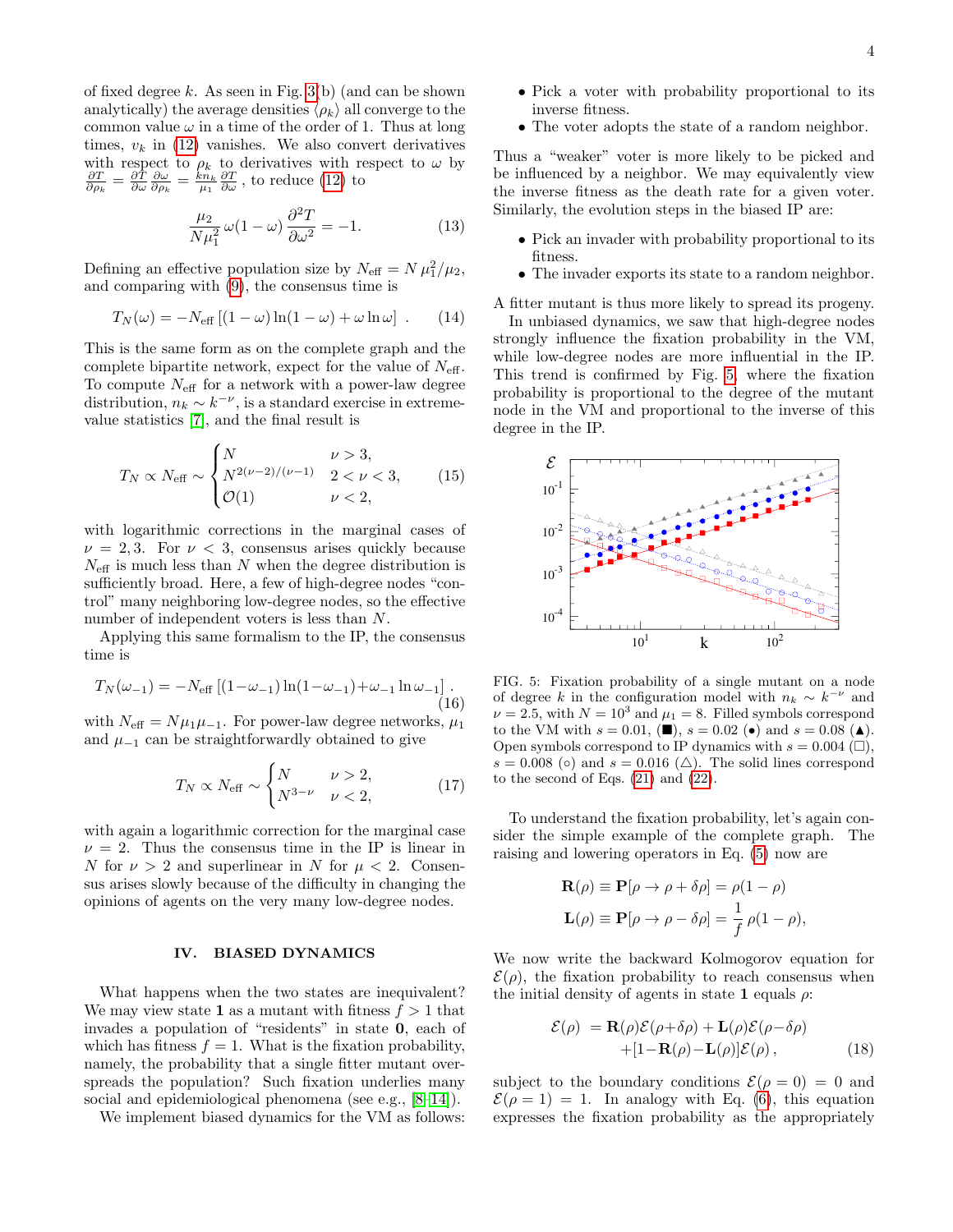of fixed degree $k$. As seen in Fig. 3(b) (and can be shown analytically) the average densities $\langle\rho_k\rangle$ all converge to the common value $\omega$ in a time of the order of 1. Thus at long times, $v_k$ in (12) vanishes. We also convert derivatives with respect to $\rho_k$ to derivatives with respect to $\omega$ by $\frac{\partial T}{\partial \rho_k} = \frac{\partial T}{\partial \omega}\frac{\partial \omega}{\partial \rho_k} = \frac{k n_k}{\mu_1}\frac{\partial T}{\partial \omega}$, to reduce (12) to

$$\frac{\mu_2}{N\mu_1^2}\,\omega(1-\omega)\,\frac{\partial^2 T}{\partial \omega^2} = -1. \tag{13}$$

Defining an effective population size by $N_{\rm eff} = N\,\mu_1^2/\mu_2$, and comparing with (9), the consensus time is

$$T_N(\omega) = -N_{\rm eff}\left[(1-\omega)\ln(1-\omega) + \omega\ln\omega\right]\ . \tag{14}$$

This is the same form as on the complete graph and the complete bipartite network, expect for the value of $N_{\rm eff}$. To compute $N_{\rm eff}$ for a network with a power-law degree distribution, $n_k \sim k^{-\nu}$, is a standard exercise in extreme-value statistics [7], and the final result is

$$T_N \propto N_{\rm eff} \sim \begin{cases} N & \nu > 3, \\ N^{2(\nu-2)/(\nu-1)} & 2 < \nu < 3, \\ \mathcal{O}(1) & \nu < 2, \end{cases} \tag{15}$$

with logarithmic corrections in the marginal cases of $\nu = 2, 3$. For $\nu < 3$, consensus arises quickly because $N_{\rm eff}$ is much less than $N$ when the degree distribution is sufficiently broad. Here, a few of high-degree nodes "control" many neighboring low-degree nodes, so the effective number of independent voters is less than $N$.

Applying this same formalism to the IP, the consensus time is

$$T_N(\omega_{-1}) = -N_{\rm eff}\left[(1-\omega_{-1})\ln(1-\omega_{-1}) + \omega_{-1}\ln\omega_{-1}\right]\ . \tag{16}$$

with $N_{\rm eff} = N\mu_1\mu_{-1}$. For power-law degree networks, $\mu_1$ and $\mu_{-1}$ can be straightforwardly obtained to give

$$T_N \propto N_{\rm eff} \sim \begin{cases} N & \nu > 2, \\ N^{3-\nu} & \nu < 2, \end{cases} \tag{17}$$

with again a logarithmic correction for the marginal case $\nu = 2$. Thus the consensus time in the IP is linear in $N$ for $\nu > 2$ and superlinear in $N$ for $\mu < 2$. Consensus arises slowly because of the difficulty in changing the opinions of agents on the very many low-degree nodes.

## IV. BIASED DYNAMICS

What happens when the two states are inequivalent? We may view state **1** as a mutant with fitness $f > 1$ that invades a population of "residents" in state **0**, each of which has fitness $f = 1$. What is the fixation probability, namely, the probability that a single fitter mutant overspreads the population? Such fixation underlies many social and epidemiological phenomena (see e.g., [8–14]).

We implement biased dynamics for the VM as follows:

- Pick a voter with probability proportional to its inverse fitness.
- The voter adopts the state of a random neighbor.

Thus a "weaker" voter is more likely to be picked and be influenced by a neighbor. We may equivalently view the inverse fitness as the death rate for a given voter. Similarly, the evolution steps in the biased IP are:

- Pick an invader with probability proportional to its fitness.
- The invader exports its state to a random neighbor.

A fitter mutant is thus more likely to spread its progeny.

In unbiased dynamics, we saw that high-degree nodes strongly influence the fixation probability in the VM, while low-degree nodes are more influential in the IP. This trend is confirmed by Fig. 5, where the fixation probability is proportional to the degree of the mutant node in the VM and proportional to the inverse of this degree in the IP.

$\mathcal{E}$
$10^{-1}$
$10^{-2}$
$10^{-3}$
$10^{-4}$
$10^{1}$
k
$10^{2}$

FIG. 5: Fixation probability of a single mutant on a node of degree $k$ in the configuration model with $n_k \sim k^{-\nu}$ and $\nu = 2.5$, with $N = 10^3$ and $\mu_1 = 8$. Filled symbols correspond to the VM with $s = 0.01$, (■), $s = 0.02$ (•) and $s = 0.08$ (▲). Open symbols correspond to IP dynamics with $s = 0.004$ (□), $s = 0.008$ (○) and $s = 0.016$ (△). The solid lines correspond to the second of Eqs. (21) and (22).

To understand the fixation probability, let's again consider the simple example of the complete graph. The raising and lowering operators in Eq. (5) now are

$$\begin{aligned} \mathbf{R}(\rho) &\equiv \mathbf{P}[\rho \to \rho + \delta\rho] = \rho(1-\rho) \\ \mathbf{L}(\rho) &\equiv \mathbf{P}[\rho \to \rho - \delta\rho] = \frac{1}{f}\,\rho(1-\rho), \end{aligned}$$

We now write the backward Kolmogorov equation for $\mathcal{E}(\rho)$, the fixation probability to reach consensus when the initial density of agents in state **1** equals $\rho$:

$$\begin{aligned} \mathcal{E}(\rho) \;&= \mathbf{R}(\rho)\mathcal{E}(\rho+\delta\rho) + \mathbf{L}(\rho)\mathcal{E}(\rho-\delta\rho) \\ &\quad + [1 - \mathbf{R}(\rho) - \mathbf{L}(\rho)]\mathcal{E}(\rho)\,, \end{aligned} \tag{18}$$

subject to the boundary conditions $\mathcal{E}(\rho = 0) = 0$ and $\mathcal{E}(\rho = 1) = 1$. In analogy with Eq. (6), this equation expresses the fixation probability as the appropriately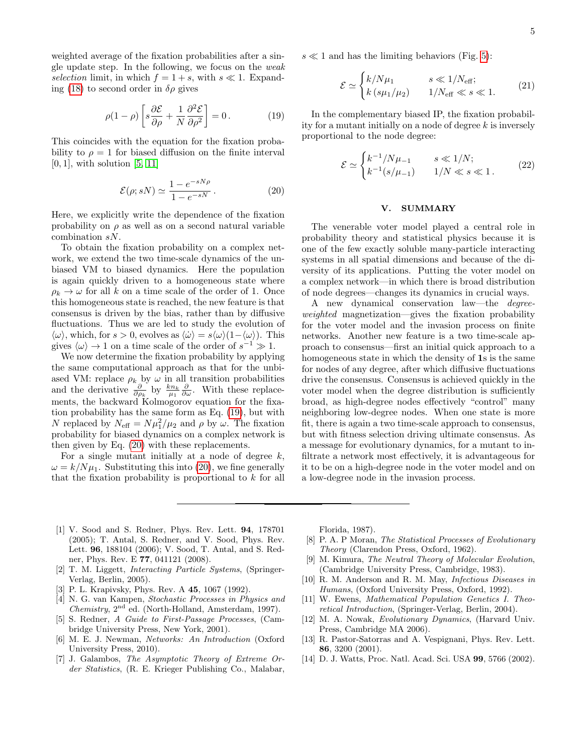weighted average of the fixation probabilities after a single update step. In the following, we focus on the *weak selection* limit, in which $f = 1 + s$, with $s \ll 1$. Expanding (18) to second order in $\delta\rho$ gives

$$\rho(1-\rho)\left[s\frac{\partial \mathcal{E}}{\partial \rho} + \frac{1}{N}\frac{\partial^2 \mathcal{E}}{\partial \rho^2}\right] = 0\,. \tag{19}$$

This coincides with the equation for the fixation probability to $\rho = 1$ for biased diffusion on the finite interval $[0,1]$, with solution [5, 11]

$$\mathcal{E}(\rho; sN) \simeq \frac{1 - e^{-sN\rho}}{1 - e^{-sN}}\,. \tag{20}$$

Here, we explicitly write the dependence of the fixation probability on $\rho$ as well as on a second natural variable combination $sN$.

To obtain the fixation probability on a complex network, we extend the two time-scale dynamics of the unbiased VM to biased dynamics. Here the population is again quickly driven to a homogeneous state where $\rho_k \to \omega$ for all $k$ on a time scale of the order of 1. Once this homogeneous state is reached, the new feature is that consensus is driven by the bias, rather than by diffusive fluctuations. Thus we are led to study the evolution of $\langle\omega\rangle$, which, for $s > 0$, evolves as $\langle\dot{\omega}\rangle = s\langle\omega\rangle(1-\langle\omega\rangle)$. This gives $\langle\omega\rangle \to 1$ on a time scale of the order of $s^{-1} \gg 1$.

We now determine the fixation probability by applying the same computational approach as that for the unbiased VM: replace $\rho_k$ by $\omega$ in all transition probabilities and the derivative $\frac{\partial}{\partial \rho_k}$ by $\frac{k n_k}{\mu_1}\frac{\partial}{\partial \omega}$. With these replacements, the backward Kolmogorov equation for the fixation probability has the same form as Eq. (19), but with $N$ replaced by $N_{\rm eff} = N\mu_1^2/\mu_2$ and $\rho$ by $\omega$. The fixation probability for biased dynamics on a complex network is then given by Eq. (20) with these replacements.

For a single mutant initially at a node of degree $k$, $\omega = k/N\mu_1$. Substituting this into (20), we fine generally that the fixation probability is proportional to $k$ for all $s \ll 1$ and has the limiting behaviors (Fig. 5):

$$\mathcal{E} \simeq \begin{cases} k/N\mu_1 & s \ll 1/N_{\rm eff}; \\ k\,(s\mu_1/\mu_2) & 1/N_{\rm eff} \ll s \ll 1. \end{cases} \tag{21}$$

In the complementary biased IP, the fixation probability for a mutant initially on a node of degree $k$ is inversely proportional to the node degree:

$$\mathcal{E} \simeq \begin{cases} k^{-1}/N\mu_{-1} & s \ll 1/N; \\ k^{-1}(s/\mu_{-1}) & 1/N \ll s \ll 1\,. \end{cases} \tag{22}$$

## V. SUMMARY

The venerable voter model played a central role in probability theory and statistical physics because it is one of the few exactly soluble many-particle interacting systems in all spatial dimensions and because of the diversity of its applications. Putting the voter model on a complex network—in which there is broad distribution of node degrees—changes its dynamics in crucial ways.

A new dynamical conservation law—the *degree-weighted* magnetization—gives the fixation probability for the voter model and the invasion process on finite networks. Another new feature is a two time-scale approach to consensus—first an initial quick approach to a homogeneous state in which the density of **1**s is the same for nodes of any degree, after which diffusive fluctuations drive the consensus. Consensus is achieved quickly in the voter model when the degree distribution is sufficiently broad, as high-degree nodes effectively "control" many neighboring low-degree nodes. When one state is more fit, there is again a two time-scale approach to consensus, but with fitness selection driving ultimate consensus. As a message for evolutionary dynamics, for a mutant to infiltrate a network most effectively, it is advantageous for it to be on a high-degree node in the voter model and on a low-degree node in the invasion process.

---

[1] V. Sood and S. Redner, Phys. Rev. Lett. **94**, 178701 (2005); T. Antal, S. Redner, and V. Sood, Phys. Rev. Lett. **96**, 188104 (2006); V. Sood, T. Antal, and S. Redner, Phys. Rev. E **77**, 041121 (2008).

[2] T. M. Liggett, *Interacting Particle Systems*, (Springer-Verlag, Berlin, 2005).

[3] P. L. Krapivsky, Phys. Rev. A **45**, 1067 (1992).

[4] N. G. van Kampen, *Stochastic Processes in Physics and Chemistry*, 2nd ed. (North-Holland, Amsterdam, 1997).

[5] S. Redner, *A Guide to First-Passage Processes*, (Cambridge University Press, New York, 2001).

[6] M. E. J. Newman, *Networks: An Introduction* (Oxford University Press, 2010).

[7] J. Galambos, *The Asymptotic Theory of Extreme Order Statistics*, (R. E. Krieger Publishing Co., Malabar, Florida, 1987).

[8] P. A. P Moran, *The Statistical Processes of Evolutionary Theory* (Clarendon Press, Oxford, 1962).

[9] M. Kimura, *The Neutral Theory of Molecular Evolution*, (Cambridge University Press, Cambridge, 1983).

[10] R. M. Anderson and R. M. May, *Infectious Diseases in Humans*, (Oxford University Press, Oxford, 1992).

[11] W. Ewens, *Mathematical Population Genetics I. Theoretical Introduction*, (Springer-Verlag, Berlin, 2004).

[12] M. A. Nowak, *Evolutionary Dynamics*, (Harvard Univ. Press, Cambridge MA 2006).

[13] R. Pastor-Satorras and A. Vespignani, Phys. Rev. Lett. **86**, 3200 (2001).

[14] D. J. Watts, Proc. Natl. Acad. Sci. USA **99**, 5766 (2002).